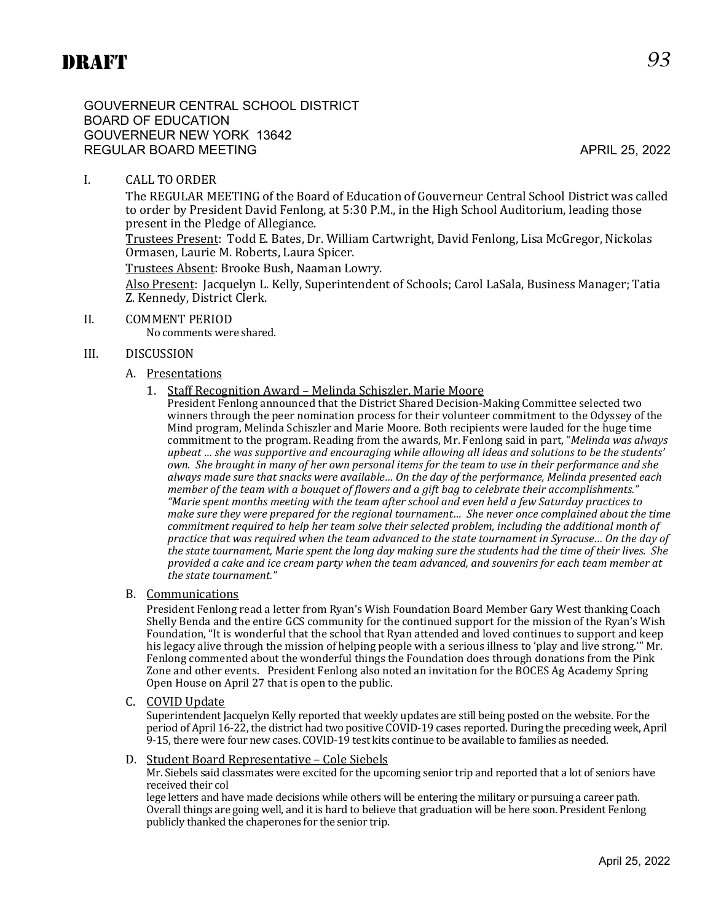# DRAFT

GOUVERNEUR CENTRAL SCHOOL DISTRICT
BOARD OF EDUCATION
GOUVERNEUR NEW YORK 13642
REGULAR BOARD MEETING APRIL 25, 2022

## I. CALL TO ORDER

The REGULAR MEETING of the Board of Education of Gouverneur Central School District was called to order by President David Fenlong, at 5:30 P.M., in the High School Auditorium, leading those present in the Pledge of Allegiance.

Trustees Present: Todd E. Bates, Dr. William Cartwright, David Fenlong, Lisa McGregor, Nickolas Ormasen, Laurie M. Roberts, Laura Spicer.

Trustees Absent: Brooke Bush, Naaman Lowry.

Also Present: Jacquelyn L. Kelly, Superintendent of Schools; Carol LaSala, Business Manager; Tatia Z. Kennedy, District Clerk.

## II. COMMENT PERIOD

No comments were shared.

## III. DISCUSSION

### A. Presentations

1. Staff Recognition Award – Melinda Schiszler, Marie Moore

President Fenlong announced that the District Shared Decision-Making Committee selected two winners through the peer nomination process for their volunteer commitment to the Odyssey of the Mind program, Melinda Schiszler and Marie Moore. Both recipients were lauded for the huge time commitment to the program. Reading from the awards, Mr. Fenlong said in part, "*Melinda was always upbeat … she was supportive and encouraging while allowing all ideas and solutions to be the students' own. She brought in many of her own personal items for the team to use in their performance and she always made sure that snacks were available… On the day of the performance, Melinda presented each member of the team with a bouquet of flowers and a gift bag to celebrate their accomplishments." "Marie spent months meeting with the team after school and even held a few Saturday practices to make sure they were prepared for the regional tournament… She never once complained about the time commitment required to help her team solve their selected problem, including the additional month of practice that was required when the team advanced to the state tournament in Syracuse… On the day of the state tournament, Marie spent the long day making sure the students had the time of their lives. She provided a cake and ice cream party when the team advanced, and souvenirs for each team member at the state tournament."*

### B. Communications

President Fenlong read a letter from Ryan's Wish Foundation Board Member Gary West thanking Coach Shelly Benda and the entire GCS community for the continued support for the mission of the Ryan's Wish Foundation, "It is wonderful that the school that Ryan attended and loved continues to support and keep his legacy alive through the mission of helping people with a serious illness to 'play and live strong.'" Mr. Fenlong commented about the wonderful things the Foundation does through donations from the Pink Zone and other events. President Fenlong also noted an invitation for the BOCES Ag Academy Spring Open House on April 27 that is open to the public.

### C. COVID Update

Superintendent Jacquelyn Kelly reported that weekly updates are still being posted on the website. For the period of April 16-22, the district had two positive COVID-19 cases reported. During the preceding week, April 9-15, there were four new cases. COVID-19 test kits continue to be available to families as needed.

### D. Student Board Representative – Cole Siebels

Mr. Siebels said classmates were excited for the upcoming senior trip and reported that a lot of seniors have received their col
lege letters and have made decisions while others will be entering the military or pursuing a career path. Overall things are going well, and it is hard to believe that graduation will be here soon. President Fenlong publicly thanked the chaperones for the senior trip.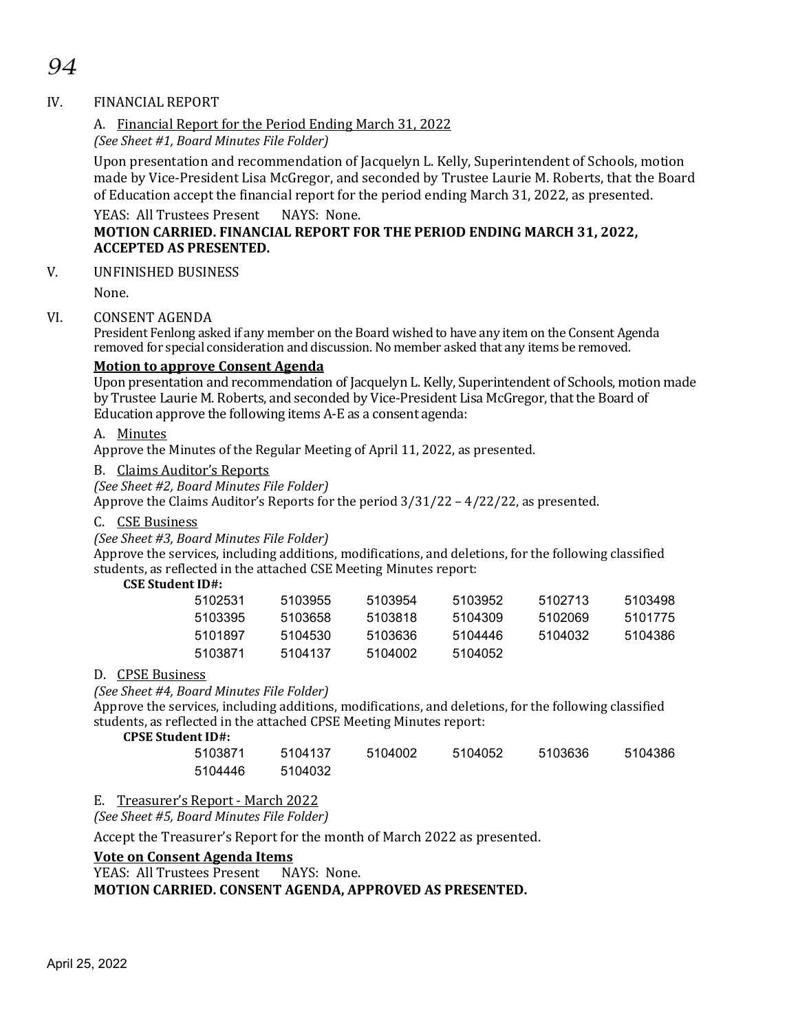## IV. FINANCIAL REPORT

### A. Financial Report for the Period Ending March 31, 2022

*(See Sheet #1, Board Minutes File Folder)*

Upon presentation and recommendation of Jacquelyn L. Kelly, Superintendent of Schools, motion made by Vice-President Lisa McGregor, and seconded by Trustee Laurie M. Roberts, that the Board of Education accept the financial report for the period ending March 31, 2022, as presented.

YEAS: All Trustees Present  NAYS: None.

**MOTION CARRIED. FINANCIAL REPORT FOR THE PERIOD ENDING MARCH 31, 2022, ACCEPTED AS PRESENTED.**

## V. UNFINISHED BUSINESS

None.

## VI. CONSENT AGENDA

President Fenlong asked if any member on the Board wished to have any item on the Consent Agenda removed for special consideration and discussion. No member asked that any items be removed.

**Motion to approve Consent Agenda**

Upon presentation and recommendation of Jacquelyn L. Kelly, Superintendent of Schools, motion made by Trustee Laurie M. Roberts, and seconded by Vice-President Lisa McGregor, that the Board of Education approve the following items A-E as a consent agenda:

A. Minutes

Approve the Minutes of the Regular Meeting of April 11, 2022, as presented.

B. Claims Auditor's Reports

*(See Sheet #2, Board Minutes File Folder)*

Approve the Claims Auditor's Reports for the period 3/31/22 – 4/22/22, as presented.

C. CSE Business

*(See Sheet #3, Board Minutes File Folder)*

Approve the services, including additions, modifications, and deletions, for the following classified students, as reflected in the attached CSE Meeting Minutes report:

**CSE Student ID#:**

| | | | | | |
|---|---|---|---|---|---|
| 5102531 | 5103955 | 5103954 | 5103952 | 5102713 | 5103498 |
| 5103395 | 5103658 | 5103818 | 5104309 | 5102069 | 5101775 |
| 5101897 | 5104530 | 5103636 | 5104446 | 5104032 | 5104386 |
| 5103871 | 5104137 | 5104002 | 5104052 | | |

D. CPSE Business

*(See Sheet #4, Board Minutes File Folder)*

Approve the services, including additions, modifications, and deletions, for the following classified students, as reflected in the attached CPSE Meeting Minutes report:

**CPSE Student ID#:**

| | | | | | |
|---|---|---|---|---|---|
| 5103871 | 5104137 | 5104002 | 5104052 | 5103636 | 5104386 |
| 5104446 | 5104032 | | | | |

E. Treasurer's Report - March 2022

*(See Sheet #5, Board Minutes File Folder)*

Accept the Treasurer's Report for the month of March 2022 as presented.

**Vote on Consent Agenda Items**

YEAS: All Trustees Present  NAYS: None.

**MOTION CARRIED. CONSENT AGENDA, APPROVED AS PRESENTED.**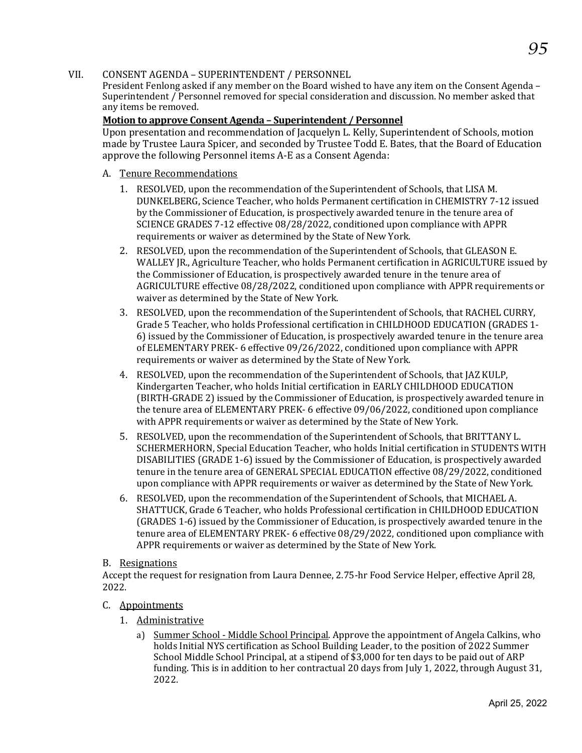## VII. CONSENT AGENDA – SUPERINTENDENT / PERSONNEL

President Fenlong asked if any member on the Board wished to have any item on the Consent Agenda – Superintendent / Personnel removed for special consideration and discussion. No member asked that any items be removed.

**Motion to approve Consent Agenda – Superintendent / Personnel**

Upon presentation and recommendation of Jacquelyn L. Kelly, Superintendent of Schools, motion made by Trustee Laura Spicer, and seconded by Trustee Todd E. Bates, that the Board of Education approve the following Personnel items A-E as a Consent Agenda:

A. Tenure Recommendations

1. RESOLVED, upon the recommendation of the Superintendent of Schools, that LISA M. DUNKELBERG, Science Teacher, who holds Permanent certification in CHEMISTRY 7-12 issued by the Commissioner of Education, is prospectively awarded tenure in the tenure area of SCIENCE GRADES 7-12 effective 08/28/2022, conditioned upon compliance with APPR requirements or waiver as determined by the State of New York.
2. RESOLVED, upon the recommendation of the Superintendent of Schools, that GLEASON E. WALLEY JR., Agriculture Teacher, who holds Permanent certification in AGRICULTURE issued by the Commissioner of Education, is prospectively awarded tenure in the tenure area of AGRICULTURE effective 08/28/2022, conditioned upon compliance with APPR requirements or waiver as determined by the State of New York.
3. RESOLVED, upon the recommendation of the Superintendent of Schools, that RACHEL CURRY, Grade 5 Teacher, who holds Professional certification in CHILDHOOD EDUCATION (GRADES 1-6) issued by the Commissioner of Education, is prospectively awarded tenure in the tenure area of ELEMENTARY PREK- 6 effective 09/26/2022, conditioned upon compliance with APPR requirements or waiver as determined by the State of New York.
4. RESOLVED, upon the recommendation of the Superintendent of Schools, that JAZ KULP, Kindergarten Teacher, who holds Initial certification in EARLY CHILDHOOD EDUCATION (BIRTH-GRADE 2) issued by the Commissioner of Education, is prospectively awarded tenure in the tenure area of ELEMENTARY PREK- 6 effective 09/06/2022, conditioned upon compliance with APPR requirements or waiver as determined by the State of New York.
5. RESOLVED, upon the recommendation of the Superintendent of Schools, that BRITTANY L. SCHERMERHORN, Special Education Teacher, who holds Initial certification in STUDENTS WITH DISABILITIES (GRADE 1-6) issued by the Commissioner of Education, is prospectively awarded tenure in the tenure area of GENERAL SPECIAL EDUCATION effective 08/29/2022, conditioned upon compliance with APPR requirements or waiver as determined by the State of New York.
6. RESOLVED, upon the recommendation of the Superintendent of Schools, that MICHAEL A. SHATTUCK, Grade 6 Teacher, who holds Professional certification in CHILDHOOD EDUCATION (GRADES 1-6) issued by the Commissioner of Education, is prospectively awarded tenure in the tenure area of ELEMENTARY PREK- 6 effective 08/29/2022, conditioned upon compliance with APPR requirements or waiver as determined by the State of New York.

B. Resignations

Accept the request for resignation from Laura Dennee, 2.75-hr Food Service Helper, effective April 28, 2022.

C. Appointments

1. Administrative
   a) Summer School - Middle School Principal. Approve the appointment of Angela Calkins, who holds Initial NYS certification as School Building Leader, to the position of 2022 Summer School Middle School Principal, at a stipend of $3,000 for ten days to be paid out of ARP funding. This is in addition to her contractual 20 days from July 1, 2022, through August 31, 2022.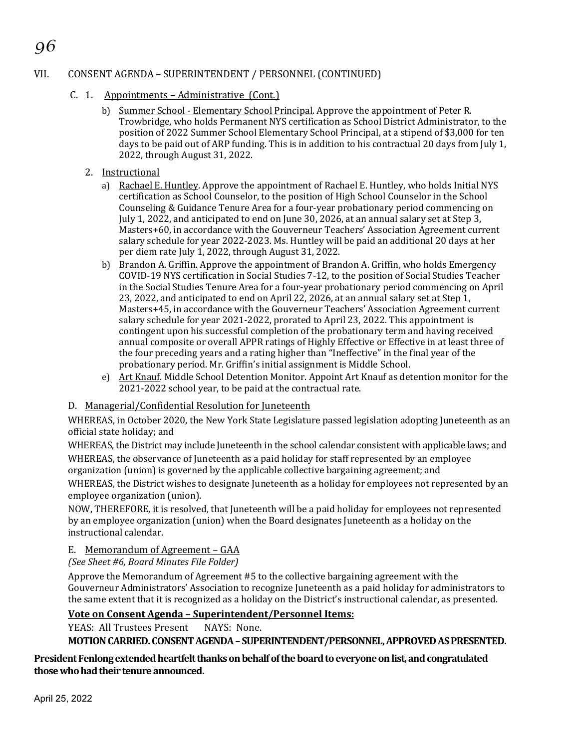## VII. CONSENT AGENDA – SUPERINTENDENT / PERSONNEL (CONTINUED)

C. 1. Appointments – Administrative (Cont.)

b) Summer School - Elementary School Principal. Approve the appointment of Peter R. Trowbridge, who holds Permanent NYS certification as School District Administrator, to the position of 2022 Summer School Elementary School Principal, at a stipend of $3,000 for ten days to be paid out of ARP funding. This is in addition to his contractual 20 days from July 1, 2022, through August 31, 2022.

2. Instructional

a) Rachael E. Huntley. Approve the appointment of Rachael E. Huntley, who holds Initial NYS certification as School Counselor, to the position of High School Counselor in the School Counseling & Guidance Tenure Area for a four-year probationary period commencing on July 1, 2022, and anticipated to end on June 30, 2026, at an annual salary set at Step 3, Masters+60, in accordance with the Gouverneur Teachers' Association Agreement current salary schedule for year 2022-2023. Ms. Huntley will be paid an additional 20 days at her per diem rate July 1, 2022, through August 31, 2022.

b) Brandon A. Griffin. Approve the appointment of Brandon A. Griffin, who holds Emergency COVID-19 NYS certification in Social Studies 7-12, to the position of Social Studies Teacher in the Social Studies Tenure Area for a four-year probationary period commencing on April 23, 2022, and anticipated to end on April 22, 2026, at an annual salary set at Step 1, Masters+45, in accordance with the Gouverneur Teachers' Association Agreement current salary schedule for year 2021-2022, prorated to April 23, 2022. This appointment is contingent upon his successful completion of the probationary term and having received annual composite or overall APPR ratings of Highly Effective or Effective in at least three of the four preceding years and a rating higher than "Ineffective" in the final year of the probationary period. Mr. Griffin's initial assignment is Middle School.

e) Art Knauf. Middle School Detention Monitor. Appoint Art Knauf as detention monitor for the 2021-2022 school year, to be paid at the contractual rate.

D. Managerial/Confidential Resolution for Juneteenth

WHEREAS, in October 2020, the New York State Legislature passed legislation adopting Juneteenth as an official state holiday; and

WHEREAS, the District may include Juneteenth in the school calendar consistent with applicable laws; and

WHEREAS, the observance of Juneteenth as a paid holiday for staff represented by an employee organization (union) is governed by the applicable collective bargaining agreement; and

WHEREAS, the District wishes to designate Juneteenth as a holiday for employees not represented by an employee organization (union).

NOW, THEREFORE, it is resolved, that Juneteenth will be a paid holiday for employees not represented by an employee organization (union) when the Board designates Juneteenth as a holiday on the instructional calendar.

E. Memorandum of Agreement – GAA

*(See Sheet #6, Board Minutes File Folder)*

Approve the Memorandum of Agreement #5 to the collective bargaining agreement with the Gouverneur Administrators' Association to recognize Juneteenth as a paid holiday for administrators to the same extent that it is recognized as a holiday on the District's instructional calendar, as presented.

**Vote on Consent Agenda – Superintendent/Personnel Items:**

YEAS: All Trustees Present NAYS: None.

**MOTION CARRIED. CONSENT AGENDA – SUPERINTENDENT/PERSONNEL, APPROVED AS PRESENTED.**

**President Fenlong extended heartfelt thanks on behalf of the board to everyone on list, and congratulated those who had their tenure announced.**

April 25, 2022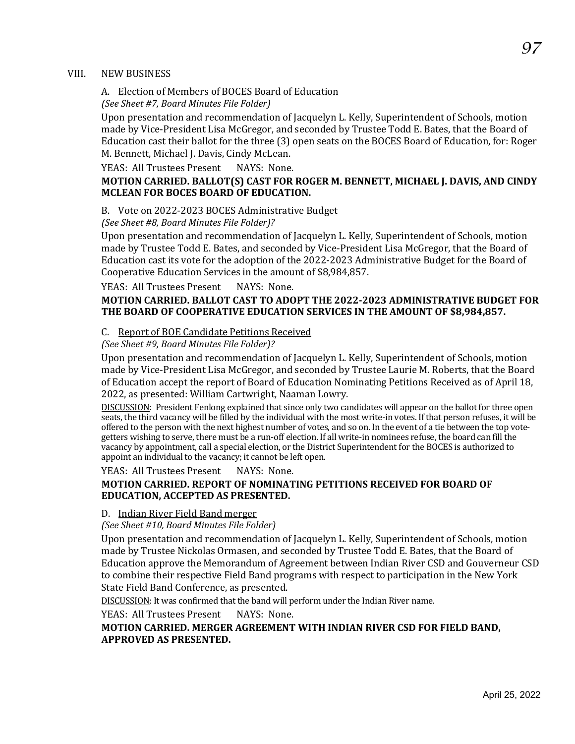## VIII. NEW BUSINESS

### A. Election of Members of BOCES Board of Education

*(See Sheet #7, Board Minutes File Folder)*

Upon presentation and recommendation of Jacquelyn L. Kelly, Superintendent of Schools, motion made by Vice-President Lisa McGregor, and seconded by Trustee Todd E. Bates, that the Board of Education cast their ballot for the three (3) open seats on the BOCES Board of Education, for: Roger M. Bennett, Michael J. Davis, Cindy McLean.

YEAS: All Trustees Present NAYS: None.

**MOTION CARRIED. BALLOT(S) CAST FOR ROGER M. BENNETT, MICHAEL J. DAVIS, AND CINDY MCLEAN FOR BOCES BOARD OF EDUCATION.**

### B. Vote on 2022-2023 BOCES Administrative Budget

*(See Sheet #8, Board Minutes File Folder)?*

Upon presentation and recommendation of Jacquelyn L. Kelly, Superintendent of Schools, motion made by Trustee Todd E. Bates, and seconded by Vice-President Lisa McGregor, that the Board of Education cast its vote for the adoption of the 2022-2023 Administrative Budget for the Board of Cooperative Education Services in the amount of $8,984,857.

YEAS: All Trustees Present NAYS: None.

**MOTION CARRIED. BALLOT CAST TO ADOPT THE 2022-2023 ADMINISTRATIVE BUDGET FOR THE BOARD OF COOPERATIVE EDUCATION SERVICES IN THE AMOUNT OF $8,984,857.**

### C. Report of BOE Candidate Petitions Received

*(See Sheet #9, Board Minutes File Folder)?*

Upon presentation and recommendation of Jacquelyn L. Kelly, Superintendent of Schools, motion made by Vice-President Lisa McGregor, and seconded by Trustee Laurie M. Roberts, that the Board of Education accept the report of Board of Education Nominating Petitions Received as of April 18, 2022, as presented: William Cartwright, Naaman Lowry.

DISCUSSION: President Fenlong explained that since only two candidates will appear on the ballot for three open seats, the third vacancy will be filled by the individual with the most write-in votes. If that person refuses, it will be offered to the person with the next highest number of votes, and so on. In the event of a tie between the top vote-getters wishing to serve, there must be a run-off election. If all write-in nominees refuse, the board can fill the vacancy by appointment, call a special election, or the District Superintendent for the BOCES is authorized to appoint an individual to the vacancy; it cannot be left open.

YEAS: All Trustees Present NAYS: None.

**MOTION CARRIED. REPORT OF NOMINATING PETITIONS RECEIVED FOR BOARD OF EDUCATION, ACCEPTED AS PRESENTED.**

### D. Indian River Field Band merger

*(See Sheet #10, Board Minutes File Folder)*

Upon presentation and recommendation of Jacquelyn L. Kelly, Superintendent of Schools, motion made by Trustee Nickolas Ormasen, and seconded by Trustee Todd E. Bates, that the Board of Education approve the Memorandum of Agreement between Indian River CSD and Gouverneur CSD to combine their respective Field Band programs with respect to participation in the New York State Field Band Conference, as presented.

DISCUSSION: It was confirmed that the band will perform under the Indian River name.

YEAS: All Trustees Present NAYS: None.

**MOTION CARRIED. MERGER AGREEMENT WITH INDIAN RIVER CSD FOR FIELD BAND, APPROVED AS PRESENTED.**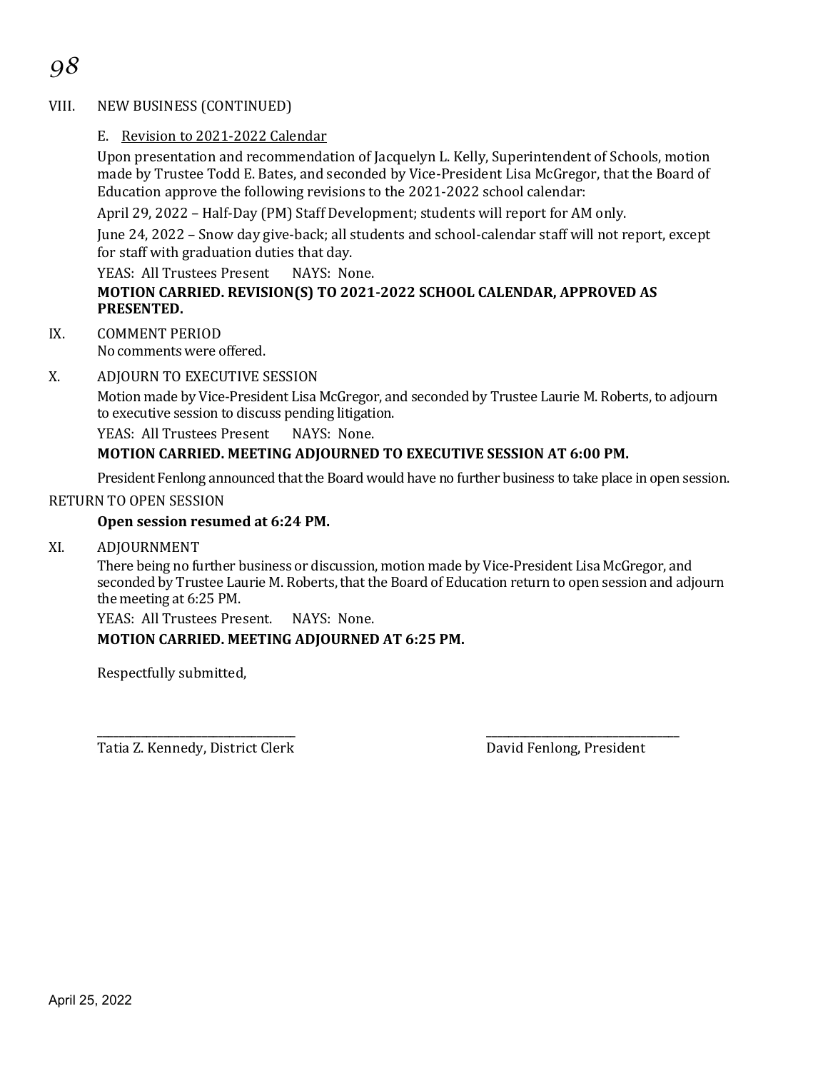VIII. NEW BUSINESS (CONTINUED)

E. Revision to 2021-2022 Calendar

Upon presentation and recommendation of Jacquelyn L. Kelly, Superintendent of Schools, motion made by Trustee Todd E. Bates, and seconded by Vice-President Lisa McGregor, that the Board of Education approve the following revisions to the 2021-2022 school calendar:

April 29, 2022 – Half-Day (PM) Staff Development; students will report for AM only.

June 24, 2022 – Snow day give-back; all students and school-calendar staff will not report, except for staff with graduation duties that day.

YEAS: All Trustees Present NAYS: None.

**MOTION CARRIED. REVISION(S) TO 2021-2022 SCHOOL CALENDAR, APPROVED AS PRESENTED.**

IX. COMMENT PERIOD

No comments were offered.

X. ADJOURN TO EXECUTIVE SESSION

Motion made by Vice-President Lisa McGregor, and seconded by Trustee Laurie M. Roberts, to adjourn to executive session to discuss pending litigation.

YEAS: All Trustees Present NAYS: None.

**MOTION CARRIED. MEETING ADJOURNED TO EXECUTIVE SESSION AT 6:00 PM.**

President Fenlong announced that the Board would have no further business to take place in open session.

RETURN TO OPEN SESSION

**Open session resumed at 6:24 PM.**

XI. ADJOURNMENT

There being no further business or discussion, motion made by Vice-President Lisa McGregor, and seconded by Trustee Laurie M. Roberts, that the Board of Education return to open session and adjourn the meeting at 6:25 PM.

YEAS: All Trustees Present. NAYS: None.

**MOTION CARRIED. MEETING ADJOURNED AT 6:25 PM.**

Respectfully submitted,

\_\_\_\_\_\_\_\_\_\_\_\_\_\_\_\_\_\_\_\_\_\_\_\_\_\_\_\_\_\_\_\_\_\_\_\_ 
Tatia Z. Kennedy, District Clerk

\_\_\_\_\_\_\_\_\_\_\_\_\_\_\_\_\_\_\_\_\_\_\_\_\_\_\_\_\_\_\_\_\_\_\_\_ 
David Fenlong, President

April 25, 2022